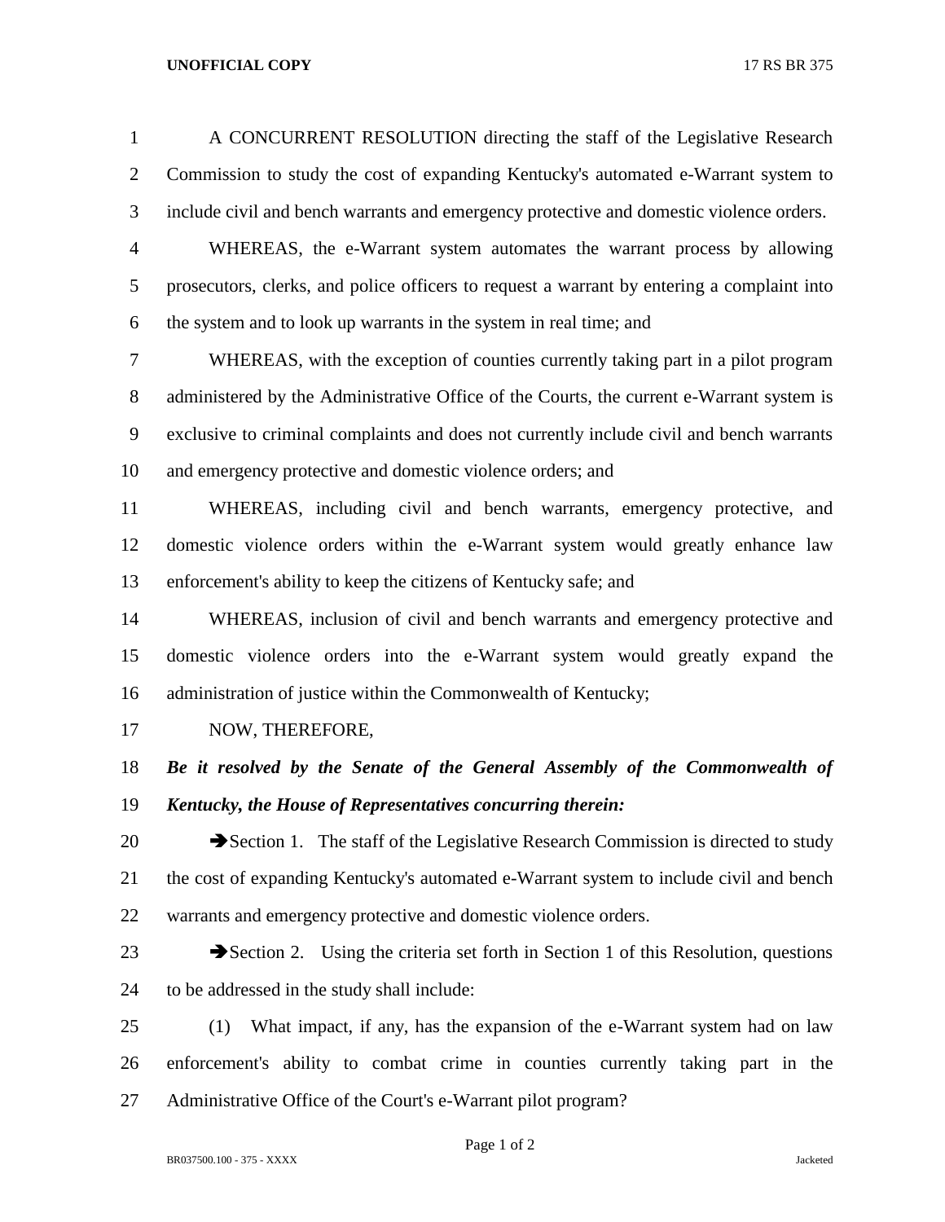A CONCURRENT RESOLUTION directing the staff of the Legislative Research Commission to study the cost of expanding Kentucky's automated e-Warrant system to include civil and bench warrants and emergency protective and domestic violence orders.

WHEREAS, the e-Warrant system automates the warrant process by allowing prosecutors, clerks, and police officers to request a warrant by entering a complaint into the system and to look up warrants in the system in real time; and

WHEREAS, with the exception of counties currently taking part in a pilot program administered by the Administrative Office of the Courts, the current e-Warrant system is exclusive to criminal complaints and does not currently include civil and bench warrants and emergency protective and domestic violence orders; and

WHEREAS, including civil and bench warrants, emergency protective, and domestic violence orders within the e-Warrant system would greatly enhance law enforcement's ability to keep the citizens of Kentucky safe; and

WHEREAS, inclusion of civil and bench warrants and emergency protective and domestic violence orders into the e-Warrant system would greatly expand the administration of justice within the Commonwealth of Kentucky;

NOW, THEREFORE,

***Be it resolved by the Senate of the General Assembly of the Commonwealth of Kentucky, the House of Representatives concurring therein:***

➔Section 1. The staff of the Legislative Research Commission is directed to study the cost of expanding Kentucky's automated e-Warrant system to include civil and bench warrants and emergency protective and domestic violence orders.

➔Section 2. Using the criteria set forth in Section 1 of this Resolution, questions to be addressed in the study shall include:

(1) What impact, if any, has the expansion of the e-Warrant system had on law enforcement's ability to combat crime in counties currently taking part in the Administrative Office of the Court's e-Warrant pilot program?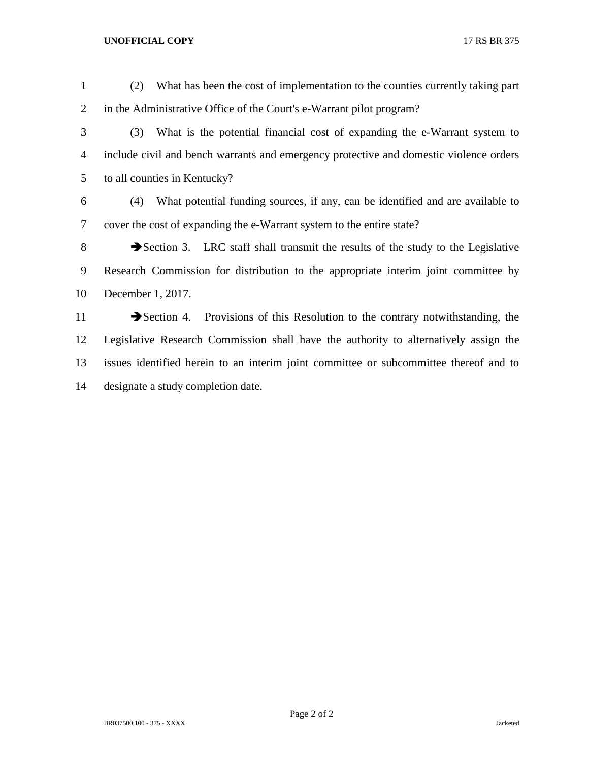(2) What has been the cost of implementation to the counties currently taking part in the Administrative Office of the Court's e-Warrant pilot program?

(3) What is the potential financial cost of expanding the e-Warrant system to include civil and bench warrants and emergency protective and domestic violence orders to all counties in Kentucky?

(4) What potential funding sources, if any, can be identified and are available to cover the cost of expanding the e-Warrant system to the entire state?

➔Section 3. LRC staff shall transmit the results of the study to the Legislative Research Commission for distribution to the appropriate interim joint committee by December 1, 2017.

➔Section 4. Provisions of this Resolution to the contrary notwithstanding, the Legislative Research Commission shall have the authority to alternatively assign the issues identified herein to an interim joint committee or subcommittee thereof and to designate a study completion date.